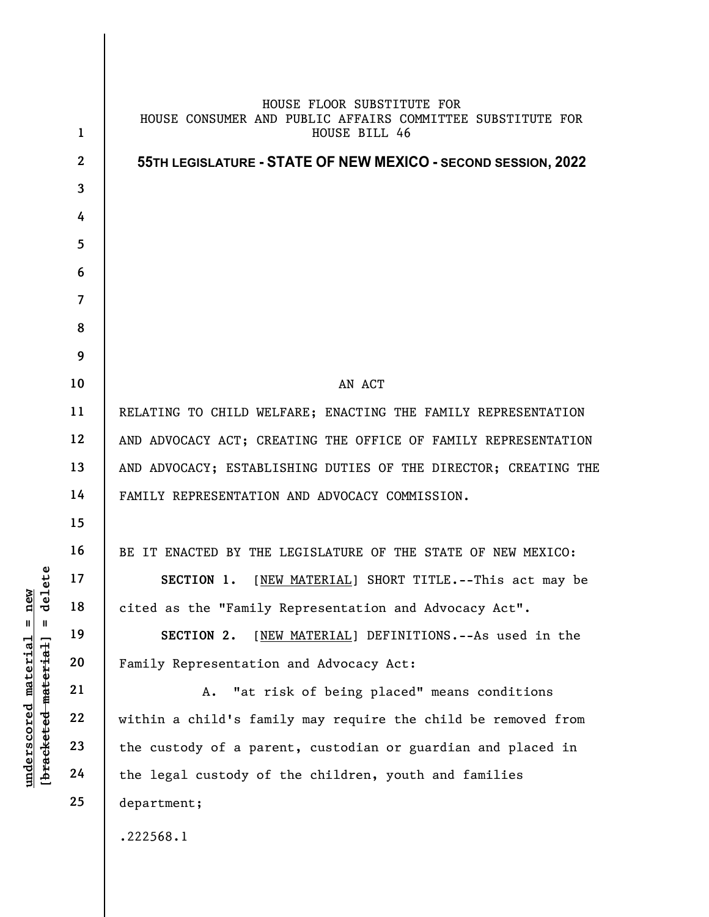HOUSE FLOOR SUBSTITUTE FOR
HOUSE CONSUMER AND PUBLIC AFFAIRS COMMITTEE SUBSTITUTE FOR
HOUSE BILL 46

**55TH LEGISLATURE - STATE OF NEW MEXICO - SECOND SESSION, 2022**

AN ACT

RELATING TO CHILD WELFARE; ENACTING THE FAMILY REPRESENTATION AND ADVOCACY ACT; CREATING THE OFFICE OF FAMILY REPRESENTATION AND ADVOCACY; ESTABLISHING DUTIES OF THE DIRECTOR; CREATING THE FAMILY REPRESENTATION AND ADVOCACY COMMISSION.

BE IT ENACTED BY THE LEGISLATURE OF THE STATE OF NEW MEXICO:

**SECTION 1.** [NEW MATERIAL] SHORT TITLE.--This act may be cited as the "Family Representation and Advocacy Act".

**SECTION 2.** [NEW MATERIAL] DEFINITIONS.--As used in the Family Representation and Advocacy Act:

A. "at risk of being placed" means conditions within a child's family may require the child be removed from the custody of a parent, custodian or guardian and placed in the legal custody of the children, youth and families department;

.222568.1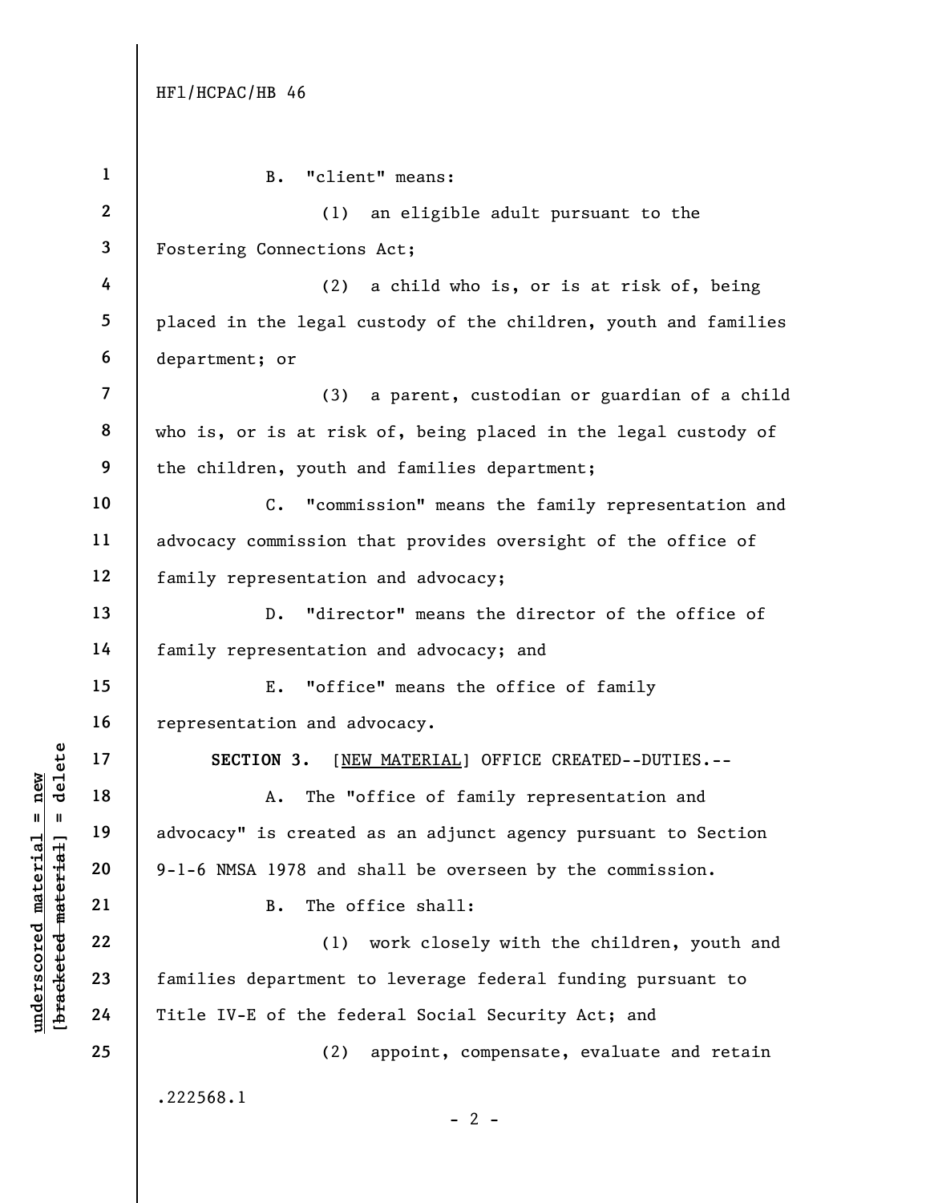B. "client" means:

(1) an eligible adult pursuant to the Fostering Connections Act;

(2) a child who is, or is at risk of, being placed in the legal custody of the children, youth and families department; or

(3) a parent, custodian or guardian of a child who is, or is at risk of, being placed in the legal custody of the children, youth and families department;

C. "commission" means the family representation and advocacy commission that provides oversight of the office of family representation and advocacy;

D. "director" means the director of the office of family representation and advocacy; and

E. "office" means the office of family representation and advocacy.

**SECTION 3.** [NEW MATERIAL] OFFICE CREATED--DUTIES.--

A. The "office of family representation and advocacy" is created as an adjunct agency pursuant to Section 9-1-6 NMSA 1978 and shall be overseen by the commission.

B. The office shall:

(1) work closely with the children, youth and families department to leverage federal funding pursuant to Title IV-E of the federal Social Security Act; and

(2) appoint, compensate, evaluate and retain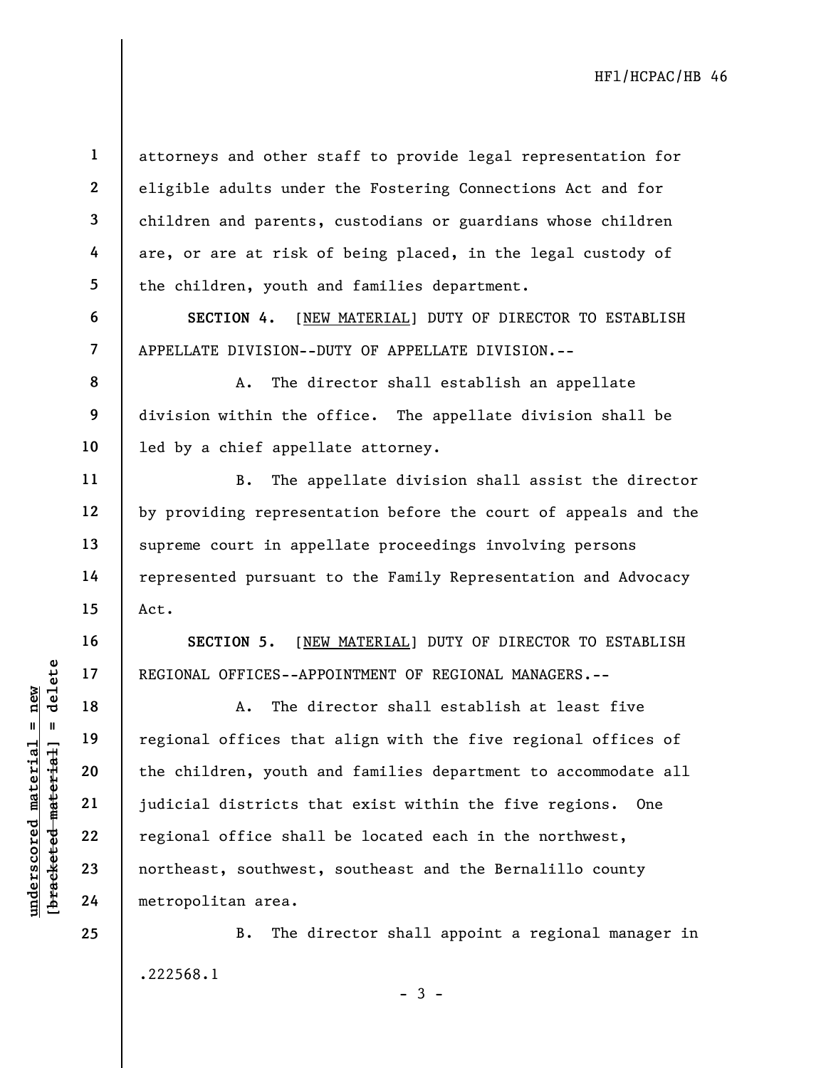attorneys and other staff to provide legal representation for eligible adults under the Fostering Connections Act and for children and parents, custodians or guardians whose children are, or are at risk of being placed, in the legal custody of the children, youth and families department.

**SECTION 4.** [NEW MATERIAL] DUTY OF DIRECTOR TO ESTABLISH APPELLATE DIVISION--DUTY OF APPELLATE DIVISION.--

A. The director shall establish an appellate division within the office. The appellate division shall be led by a chief appellate attorney.

B. The appellate division shall assist the director by providing representation before the court of appeals and the supreme court in appellate proceedings involving persons represented pursuant to the Family Representation and Advocacy Act.

**SECTION 5.** [NEW MATERIAL] DUTY OF DIRECTOR TO ESTABLISH REGIONAL OFFICES--APPOINTMENT OF REGIONAL MANAGERS.--

A. The director shall establish at least five regional offices that align with the five regional offices of the children, youth and families department to accommodate all judicial districts that exist within the five regions. One regional office shall be located each in the northwest, northeast, southwest, southeast and the Bernalillo county metropolitan area.

B. The director shall appoint a regional manager in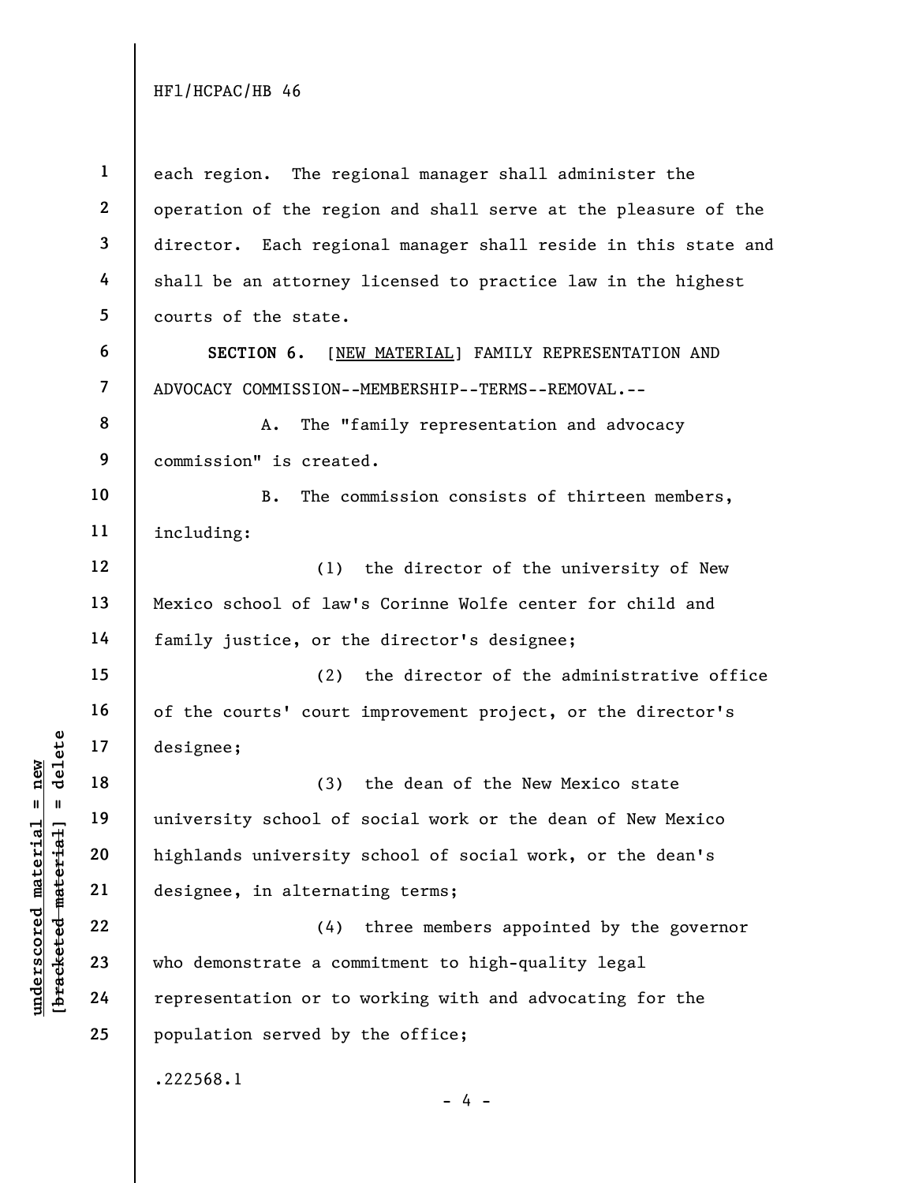each region. The regional manager shall administer the operation of the region and shall serve at the pleasure of the director. Each regional manager shall reside in this state and shall be an attorney licensed to practice law in the highest courts of the state.

**SECTION 6.** [NEW MATERIAL] FAMILY REPRESENTATION AND ADVOCACY COMMISSION--MEMBERSHIP--TERMS--REMOVAL.--

A. The "family representation and advocacy commission" is created.

B. The commission consists of thirteen members, including:

(1) the director of the university of New Mexico school of law's Corinne Wolfe center for child and family justice, or the director's designee;

(2) the director of the administrative office of the courts' court improvement project, or the director's designee;

(3) the dean of the New Mexico state university school of social work or the dean of New Mexico highlands university school of social work, or the dean's designee, in alternating terms;

(4) three members appointed by the governor who demonstrate a commitment to high-quality legal representation or to working with and advocating for the population served by the office;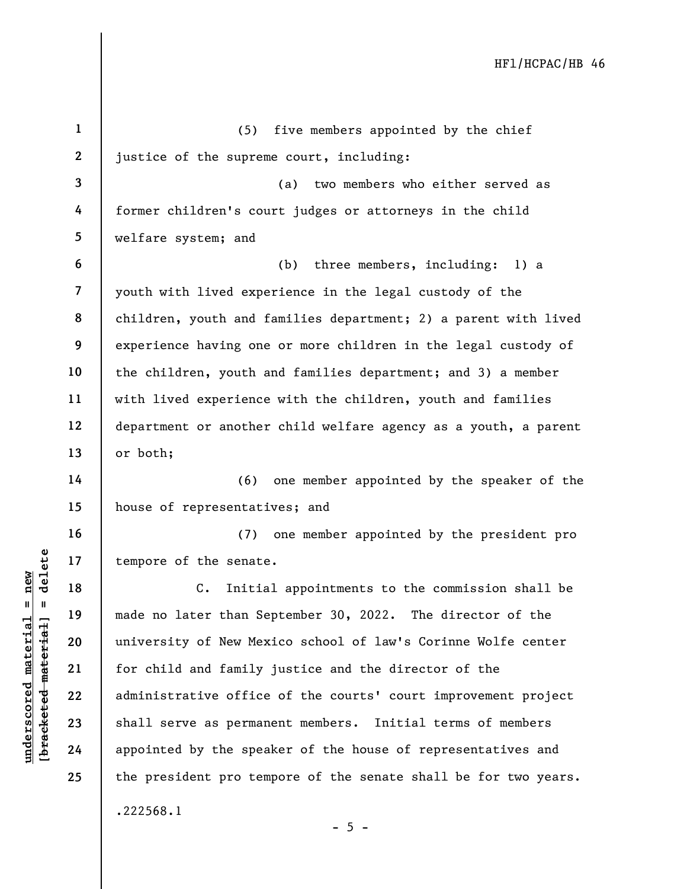(5) five members appointed by the chief justice of the supreme court, including:

(a) two members who either served as former children's court judges or attorneys in the child welfare system; and

(b) three members, including: 1) a youth with lived experience in the legal custody of the children, youth and families department; 2) a parent with lived experience having one or more children in the legal custody of the children, youth and families department; and 3) a member with lived experience with the children, youth and families department or another child welfare agency as a youth, a parent or both;

(6) one member appointed by the speaker of the house of representatives; and

(7) one member appointed by the president pro tempore of the senate.

C. Initial appointments to the commission shall be made no later than September 30, 2022. The director of the university of New Mexico school of law's Corinne Wolfe center for child and family justice and the director of the administrative office of the courts' court improvement project shall serve as permanent members. Initial terms of members appointed by the speaker of the house of representatives and the president pro tempore of the senate shall be for two years.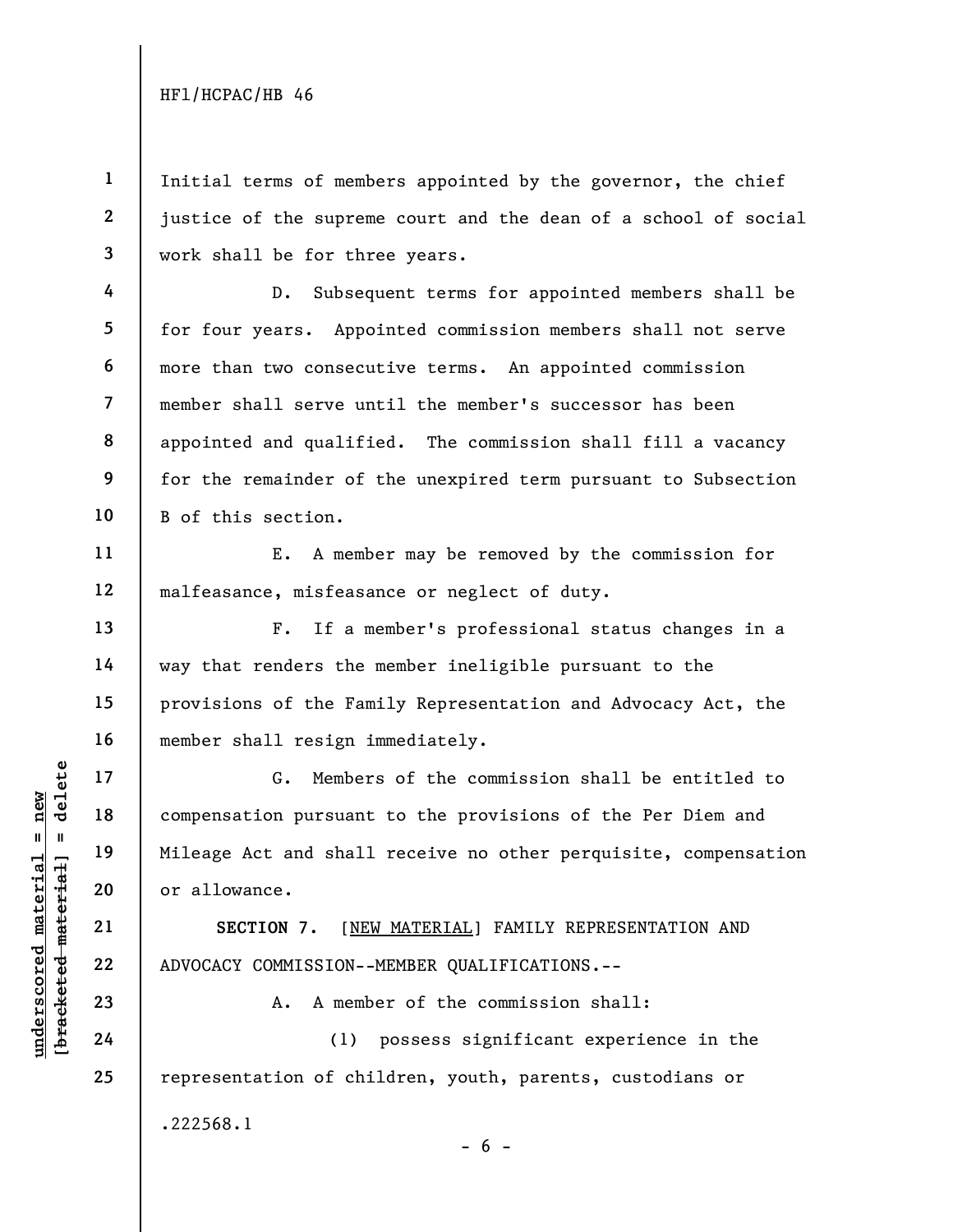Initial terms of members appointed by the governor, the chief justice of the supreme court and the dean of a school of social work shall be for three years.

D. Subsequent terms for appointed members shall be for four years. Appointed commission members shall not serve more than two consecutive terms. An appointed commission member shall serve until the member's successor has been appointed and qualified. The commission shall fill a vacancy for the remainder of the unexpired term pursuant to Subsection B of this section.

E. A member may be removed by the commission for malfeasance, misfeasance or neglect of duty.

F. If a member's professional status changes in a way that renders the member ineligible pursuant to the provisions of the Family Representation and Advocacy Act, the member shall resign immediately.

G. Members of the commission shall be entitled to compensation pursuant to the provisions of the Per Diem and Mileage Act and shall receive no other perquisite, compensation or allowance.

**SECTION 7.** [<u>NEW MATERIAL</u>] FAMILY REPRESENTATION AND ADVOCACY COMMISSION--MEMBER QUALIFICATIONS.--

A. A member of the commission shall:

(1) possess significant experience in the representation of children, youth, parents, custodians or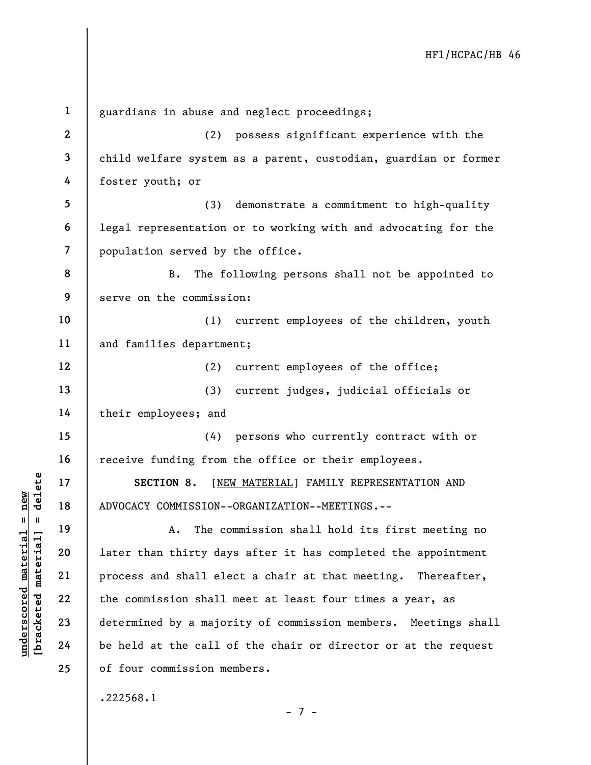guardians in abuse and neglect proceedings;

(2) possess significant experience with the child welfare system as a parent, custodian, guardian or former foster youth; or

(3) demonstrate a commitment to high-quality legal representation or to working with and advocating for the population served by the office.

B. The following persons shall not be appointed to serve on the commission:

(1) current employees of the children, youth and families department;

(2) current employees of the office;

(3) current judges, judicial officials or their employees; and

(4) persons who currently contract with or receive funding from the office or their employees.

**SECTION 8.** [NEW MATERIAL] FAMILY REPRESENTATION AND ADVOCACY COMMISSION--ORGANIZATION--MEETINGS.--

A. The commission shall hold its first meeting no later than thirty days after it has completed the appointment process and shall elect a chair at that meeting. Thereafter, the commission shall meet at least four times a year, as determined by a majority of commission members. Meetings shall be held at the call of the chair or director or at the request of four commission members.

.222568.1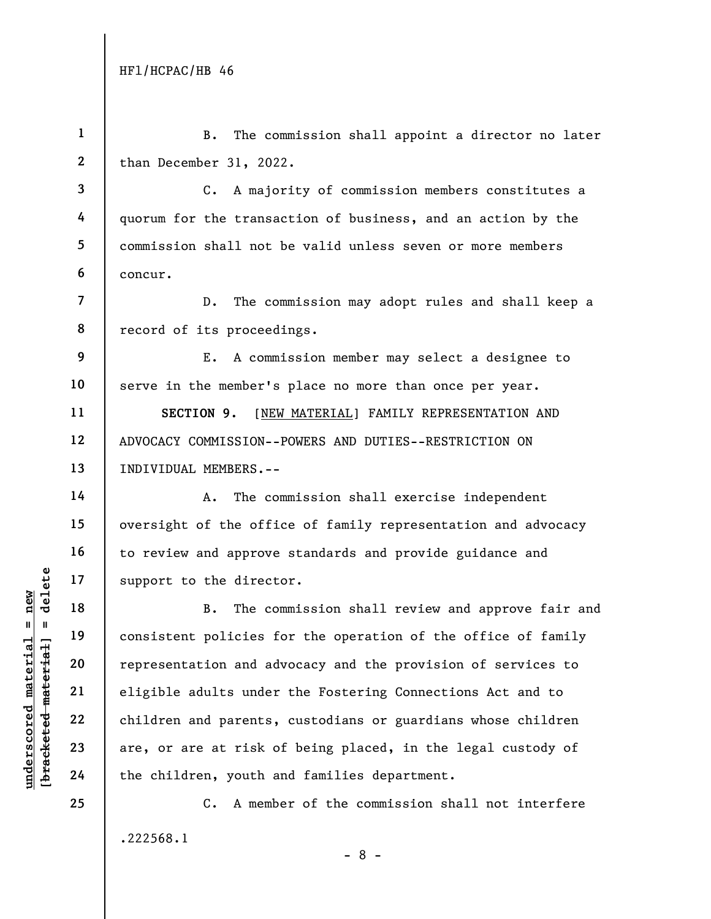B. The commission shall appoint a director no later than December 31, 2022.

C. A majority of commission members constitutes a quorum for the transaction of business, and an action by the commission shall not be valid unless seven or more members concur.

D. The commission may adopt rules and shall keep a record of its proceedings.

E. A commission member may select a designee to serve in the member's place no more than once per year.

**SECTION 9.** [NEW MATERIAL] FAMILY REPRESENTATION AND ADVOCACY COMMISSION--POWERS AND DUTIES--RESTRICTION ON INDIVIDUAL MEMBERS.--

A. The commission shall exercise independent oversight of the office of family representation and advocacy to review and approve standards and provide guidance and support to the director.

B. The commission shall review and approve fair and consistent policies for the operation of the office of family representation and advocacy and the provision of services to eligible adults under the Fostering Connections Act and to children and parents, custodians or guardians whose children are, or are at risk of being placed, in the legal custody of the children, youth and families department.

C. A member of the commission shall not interfere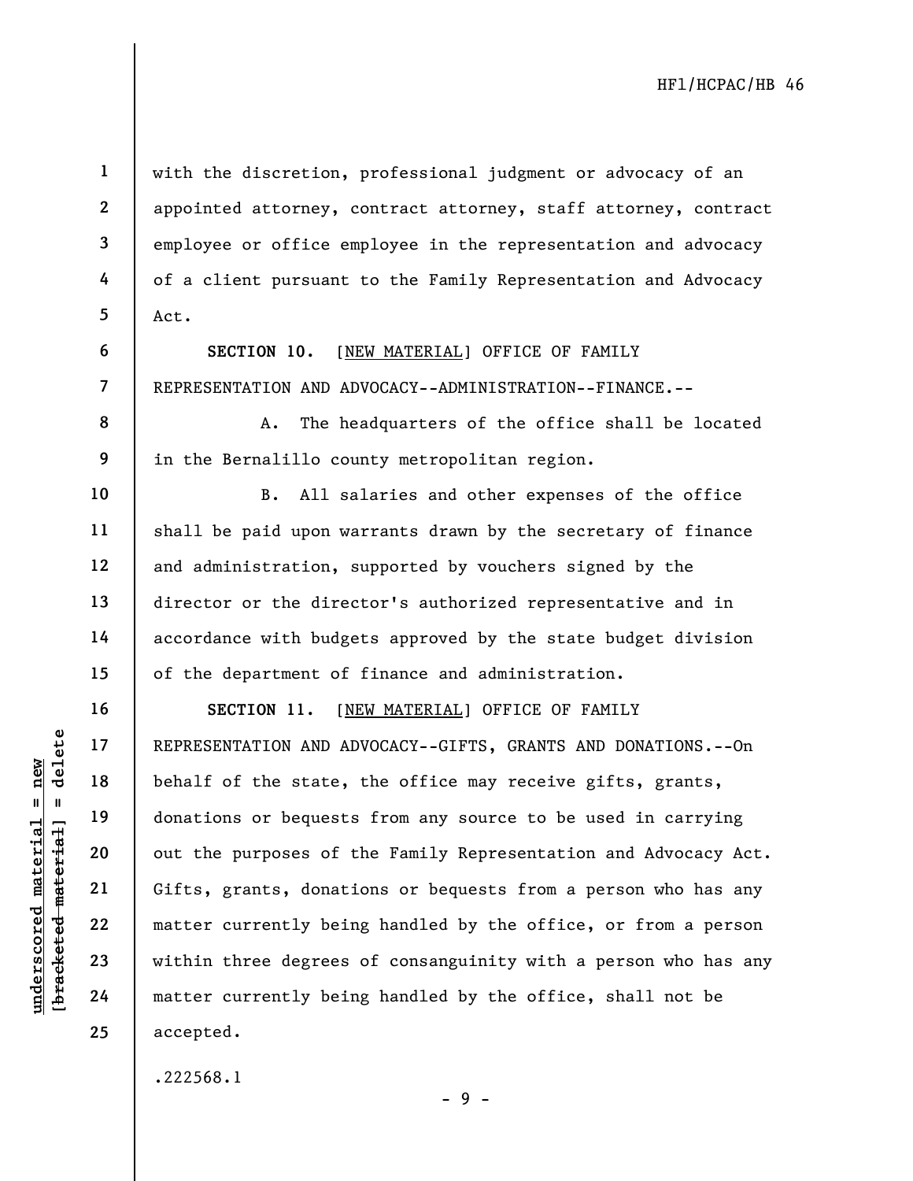with the discretion, professional judgment or advocacy of an appointed attorney, contract attorney, staff attorney, contract employee or office employee in the representation and advocacy of a client pursuant to the Family Representation and Advocacy Act.

**SECTION 10.** [NEW MATERIAL] OFFICE OF FAMILY REPRESENTATION AND ADVOCACY--ADMINISTRATION--FINANCE.--

A. The headquarters of the office shall be located in the Bernalillo county metropolitan region.

B. All salaries and other expenses of the office shall be paid upon warrants drawn by the secretary of finance and administration, supported by vouchers signed by the director or the director's authorized representative and in accordance with budgets approved by the state budget division of the department of finance and administration.

**SECTION 11.** [NEW MATERIAL] OFFICE OF FAMILY REPRESENTATION AND ADVOCACY--GIFTS, GRANTS AND DONATIONS.--On behalf of the state, the office may receive gifts, grants, donations or bequests from any source to be used in carrying out the purposes of the Family Representation and Advocacy Act. Gifts, grants, donations or bequests from a person who has any matter currently being handled by the office, or from a person within three degrees of consanguinity with a person who has any matter currently being handled by the office, shall not be accepted.

.222568.1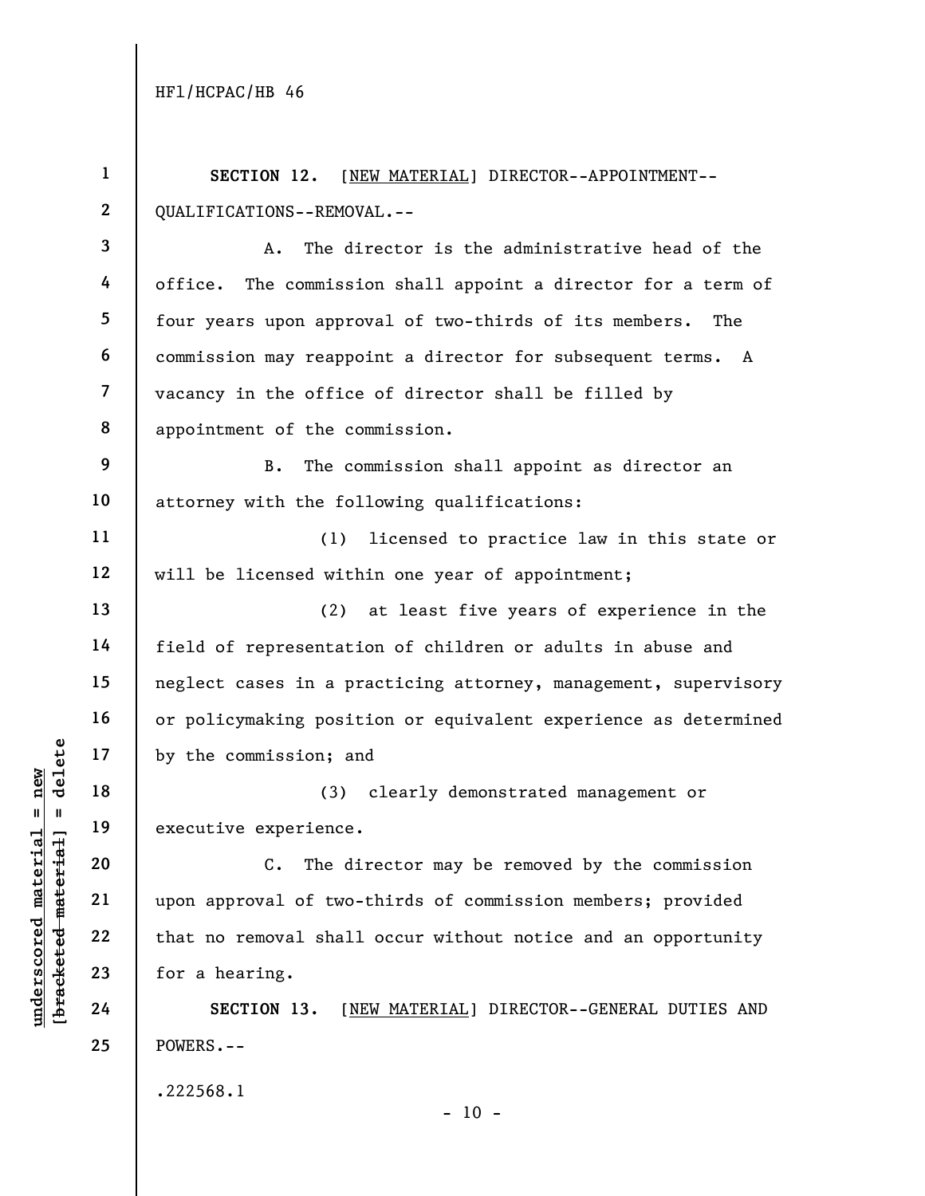**SECTION 12.** [NEW MATERIAL] DIRECTOR--APPOINTMENT--QUALIFICATIONS--REMOVAL.--

A. The director is the administrative head of the office. The commission shall appoint a director for a term of four years upon approval of two-thirds of its members. The commission may reappoint a director for subsequent terms. A vacancy in the office of director shall be filled by appointment of the commission.

B. The commission shall appoint as director an attorney with the following qualifications:

(1) licensed to practice law in this state or will be licensed within one year of appointment;

(2) at least five years of experience in the field of representation of children or adults in abuse and neglect cases in a practicing attorney, management, supervisory or policymaking position or equivalent experience as determined by the commission; and

(3) clearly demonstrated management or executive experience.

C. The director may be removed by the commission upon approval of two-thirds of commission members; provided that no removal shall occur without notice and an opportunity for a hearing.

**SECTION 13.** [NEW MATERIAL] DIRECTOR--GENERAL DUTIES AND POWERS.--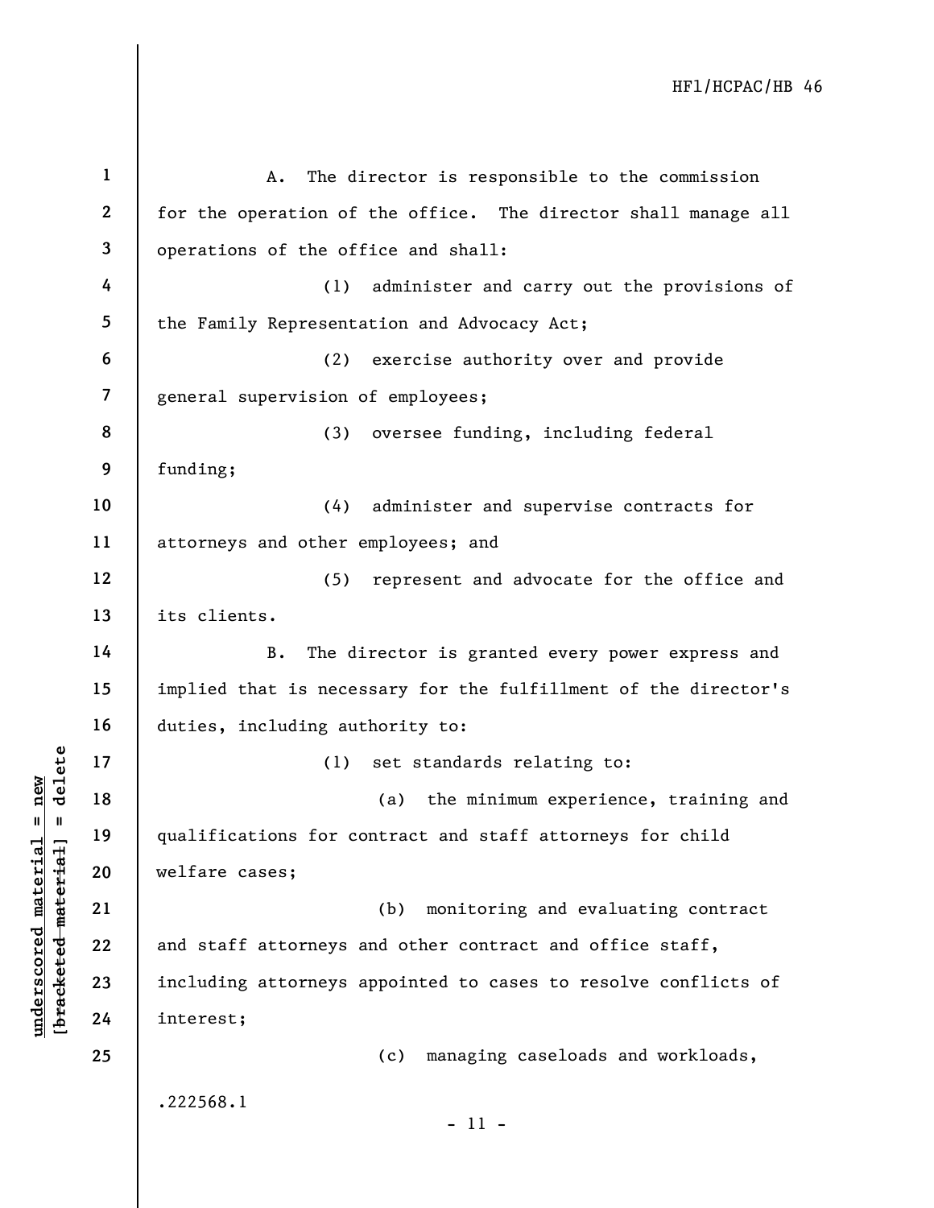A. The director is responsible to the commission for the operation of the office. The director shall manage all operations of the office and shall:

(1) administer and carry out the provisions of the Family Representation and Advocacy Act;

(2) exercise authority over and provide general supervision of employees;

(3) oversee funding, including federal funding;

(4) administer and supervise contracts for attorneys and other employees; and

(5) represent and advocate for the office and its clients.

B. The director is granted every power express and implied that is necessary for the fulfillment of the director's duties, including authority to:

(1) set standards relating to:

(a) the minimum experience, training and qualifications for contract and staff attorneys for child welfare cases;

(b) monitoring and evaluating contract and staff attorneys and other contract and office staff, including attorneys appointed to cases to resolve conflicts of interest;

(c) managing caseloads and workloads,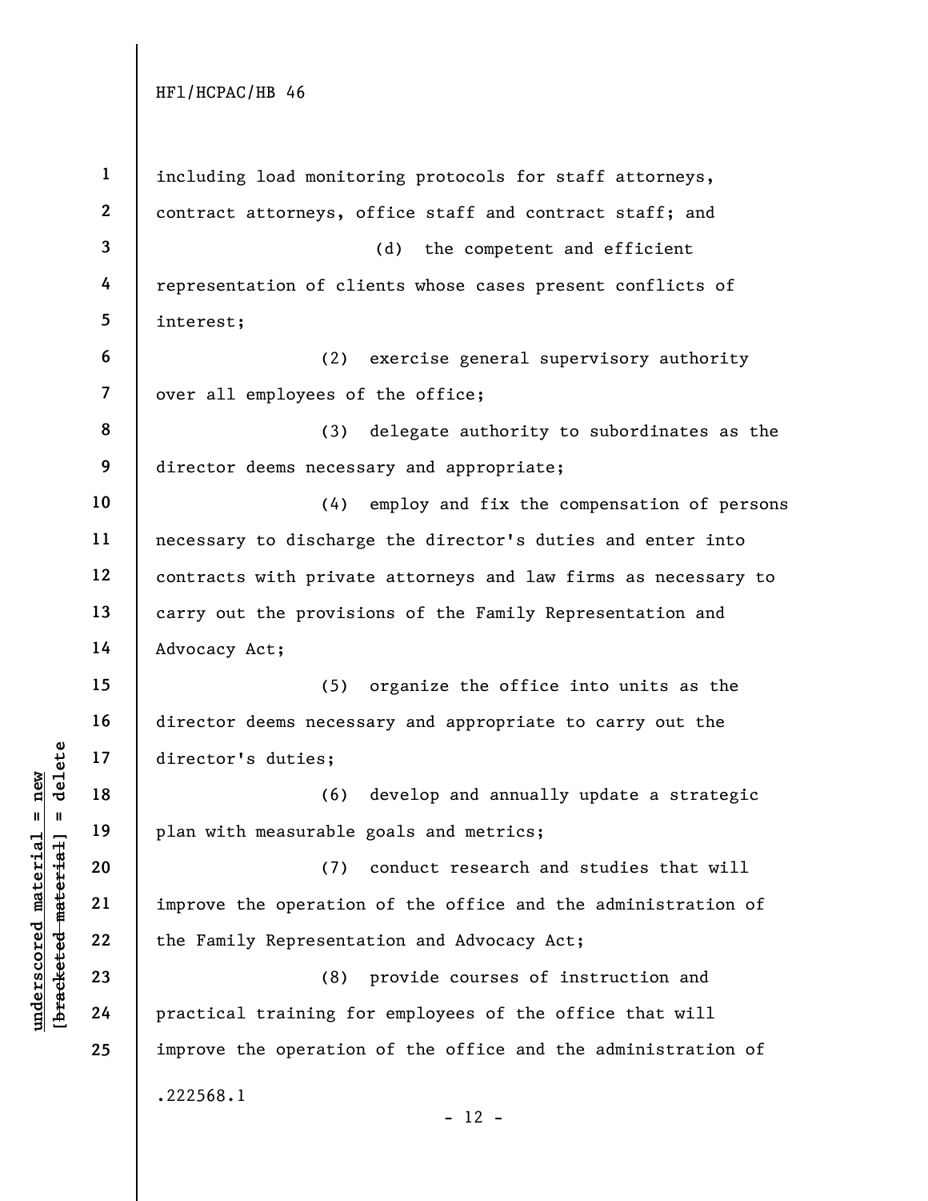including load monitoring protocols for staff attorneys, contract attorneys, office staff and contract staff; and

(d) the competent and efficient representation of clients whose cases present conflicts of interest;

(2) exercise general supervisory authority over all employees of the office;

(3) delegate authority to subordinates as the director deems necessary and appropriate;

(4) employ and fix the compensation of persons necessary to discharge the director's duties and enter into contracts with private attorneys and law firms as necessary to carry out the provisions of the Family Representation and Advocacy Act;

(5) organize the office into units as the director deems necessary and appropriate to carry out the director's duties;

(6) develop and annually update a strategic plan with measurable goals and metrics;

(7) conduct research and studies that will improve the operation of the office and the administration of the Family Representation and Advocacy Act;

(8) provide courses of instruction and practical training for employees of the office that will improve the operation of the office and the administration of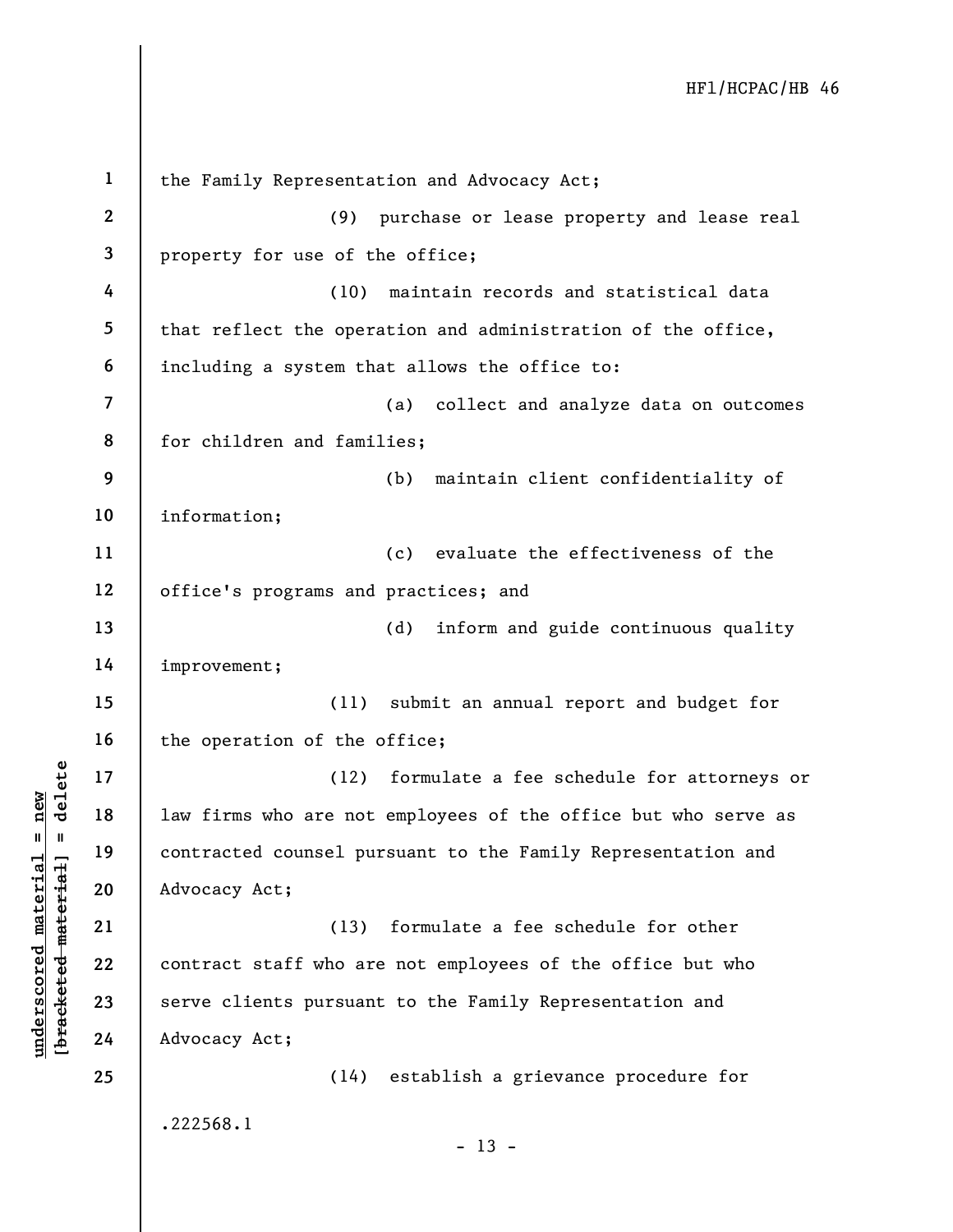the Family Representation and Advocacy Act;

(9) purchase or lease property and lease real property for use of the office;

(10) maintain records and statistical data that reflect the operation and administration of the office, including a system that allows the office to:

(a) collect and analyze data on outcomes for children and families;

(b) maintain client confidentiality of information;

(c) evaluate the effectiveness of the office's programs and practices; and

(d) inform and guide continuous quality improvement;

(11) submit an annual report and budget for the operation of the office;

(12) formulate a fee schedule for attorneys or law firms who are not employees of the office but who serve as contracted counsel pursuant to the Family Representation and Advocacy Act;

(13) formulate a fee schedule for other contract staff who are not employees of the office but who serve clients pursuant to the Family Representation and Advocacy Act;

(14) establish a grievance procedure for

.222568.1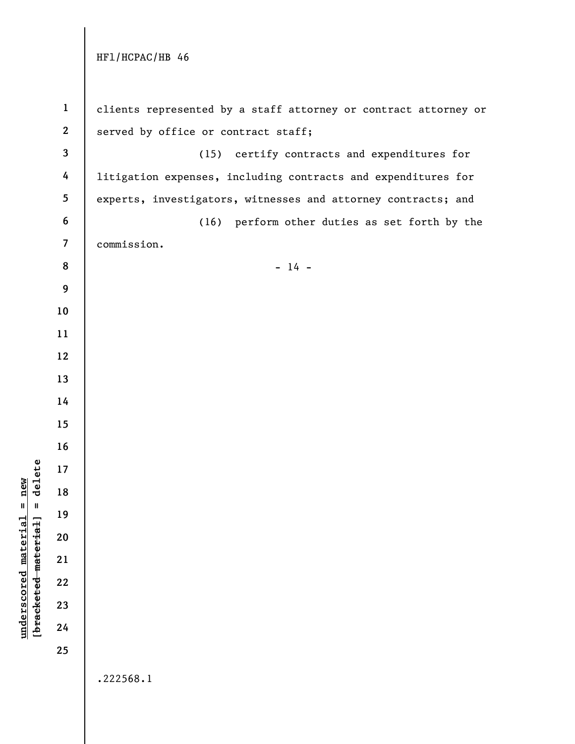clients represented by a staff attorney or contract attorney or served by office or contract staff;

(15) certify contracts and expenditures for litigation expenses, including contracts and expenditures for experts, investigators, witnesses and attorney contracts; and

(16) perform other duties as set forth by the commission.